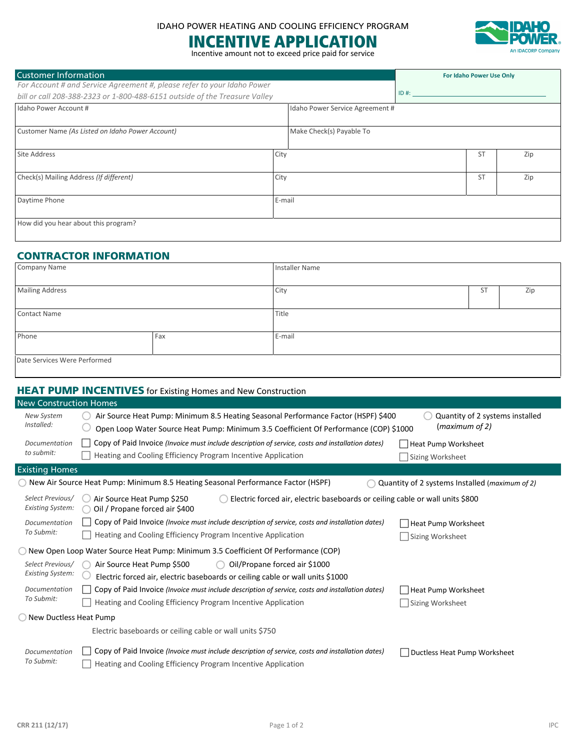IDAHO POWER HEATING AND COOLING EFFICIENCY PROGRAM

# INCENTIVE APPLICATION

Incentive amount not to exceed price paid for service

## Customer Information

*For Account # and Service Agreement #, please refer to your Idaho Power bill or call 208-388-2323 or 1-800-488-6151 outside of the Treasure Valley*

**For Idaho Power Use Only**

ID #: ____________________

| Idaho Power Account # | Idaho Power Service Agreement # | | |
|---|---|---|---|
| Customer Name *(As Listed on Idaho Power Account)* | Make Check(s) Payable To | | |
| Site Address | City | ST | Zip |
| Check(s) Mailing Address *(If different)* | City | ST | Zip |
| Daytime Phone | E-mail | | |
| How did you hear about this program? | | | |

## CONTRACTOR INFORMATION

| Company Name | | Installer Name | | |
|---|---|---|---|---|
| Mailing Address | | City | ST | Zip |
| Contact Name | | Title | | |
| Phone | Fax | E-mail | | |
| Date Services Were Performed | | | | |

## HEAT PUMP INCENTIVES for Existing Homes and New Construction

### New Construction Homes

*New System Installed:*
- ◯ Air Source Heat Pump: Minimum 8.5 Heating Seasonal Performance Factor (HSPF) $400
- ◯ Open Loop Water Source Heat Pump: Minimum 3.5 Coefficient Of Performance (COP) $1000
- ◯ Quantity of 2 systems installed (*maximum of 2)*

*Documentation to submit:*
- ☐ Copy of Paid Invoice *(Invoice must include description of service, costs and installation dates)*
- ☐ Heating and Cooling Efficiency Program Incentive Application
- ☐ Heat Pump Worksheet
- ☐ Sizing Worksheet

### Existing Homes

◯ New Air Source Heat Pump: Minimum 8.5 Heating Seasonal Performance Factor (HSPF)

◯ Quantity of 2 systems Installed *(maximum of 2)*

*Select Previous/ Existing System:*
- ◯ Air Source Heat Pump $250
- ◯ Oil / Propane forced air $400
- ◯ Electric forced air, electric baseboards or ceiling cable or wall units $800

*Documentation To Submit:*
- ☐ Copy of Paid Invoice *(Invoice must include description of service, costs and installation dates)*
- ☐ Heating and Cooling Efficiency Program Incentive Application
- ☐ Heat Pump Worksheet
- ☐ Sizing Worksheet

◯ New Open Loop Water Source Heat Pump: Minimum 3.5 Coefficient Of Performance (COP)

*Select Previous/ Existing System:*
- ◯ Air Source Heat Pump $500
- ◯ Oil/Propane forced air $1000
- ◯ Electric forced air, electric baseboards or ceiling cable or wall units $1000

*Documentation To Submit:*
- ☐ Copy of Paid Invoice *(Invoice must include description of service, costs and installation dates)*
- ☐ Heating and Cooling Efficiency Program Incentive Application
- ☐ Heat Pump Worksheet
- ☐ Sizing Worksheet

◯ New Ductless Heat Pump

Electric baseboards or ceiling cable or wall units $750

*Documentation To Submit:*
- ☐ Copy of Paid Invoice *(Invoice must include description of service, costs and installation dates)*
- ☐ Heating and Cooling Efficiency Program Incentive Application
- ☐ Ductless Heat Pump Worksheet

CRR 211 (12/17)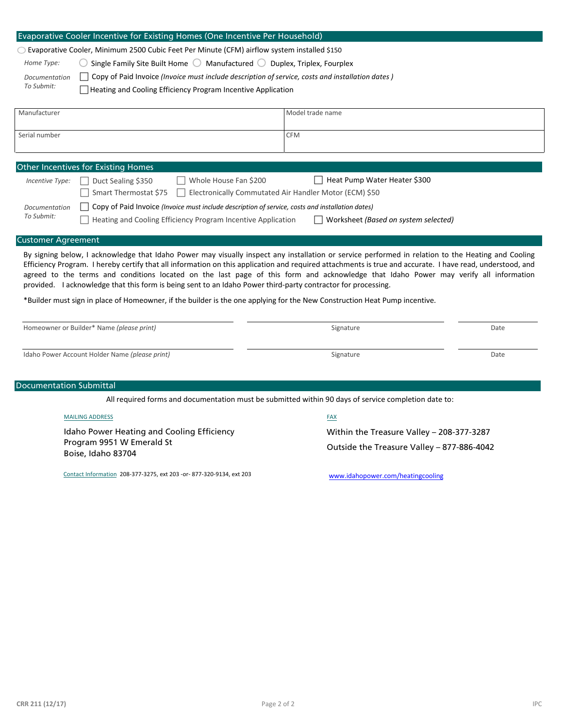## Evaporative Cooler Incentive for Existing Homes (One Incentive Per Household)

◯ Evaporative Cooler, Minimum 2500 Cubic Feet Per Minute (CFM) airflow system installed $150

*Home Type:* ◯ Single Family Site Built Home ◯ Manufactured ◯ Duplex, Triplex, Fourplex

*Documentation To Submit:*
- ☐ Copy of Paid Invoice *(Invoice must include description of service, costs and installation dates )*
- ☐ Heating and Cooling Efficiency Program Incentive Application

| Manufacturer | Model trade name |
|---|---|
| Serial number | CFM |

## Other Incentives for Existing Homes

*Incentive Type:*
- ☐ Duct Sealing $350
- ☐ Whole House Fan $200
- ☐ Heat Pump Water Heater $300
- ☐ Smart Thermostat $75
- ☐ Electronically Commutated Air Handler Motor (ECM) $50

*Documentation To Submit:*
- ☐ Copy of Paid Invoice *(Invoice must include description of service, costs and installation dates)*
- ☐ Heating and Cooling Efficiency Program Incentive Application
- ☐ Worksheet *(Based on system selected)*

## Customer Agreement

By signing below, I acknowledge that Idaho Power may visually inspect any installation or service performed in relation to the Heating and Cooling Efficiency Program. I hereby certify that all information on this application and required attachments is true and accurate. I have read, understood, and agreed to the terms and conditions located on the last page of this form and acknowledge that Idaho Power may verify all information provided. I acknowledge that this form is being sent to an Idaho Power third-party contractor for processing.

*Builder must sign in place of Homeowner, if the builder is the one applying for the New Construction Heat Pump incentive.

| Homeowner or Builder* Name *(please print)* | Signature | Date |
|---|---|---|
| Idaho Power Account Holder Name *(please print)* | Signature | Date |

## Documentation Submittal

All required forms and documentation must be submitted within 90 days of service completion date to:

MAILING ADDRESS

Idaho Power Heating and Cooling Efficiency Program 9951 W Emerald St
Boise, Idaho 83704

FAX

Within the Treasure Valley – 208-377-3287

Outside the Treasure Valley – 877-886-4042

Contact Information 208-377-3275, ext 203 -or- 877-320-9134, ext 203

www.idahopower.com/heatingcooling

CRR 211 (12/17)

IPC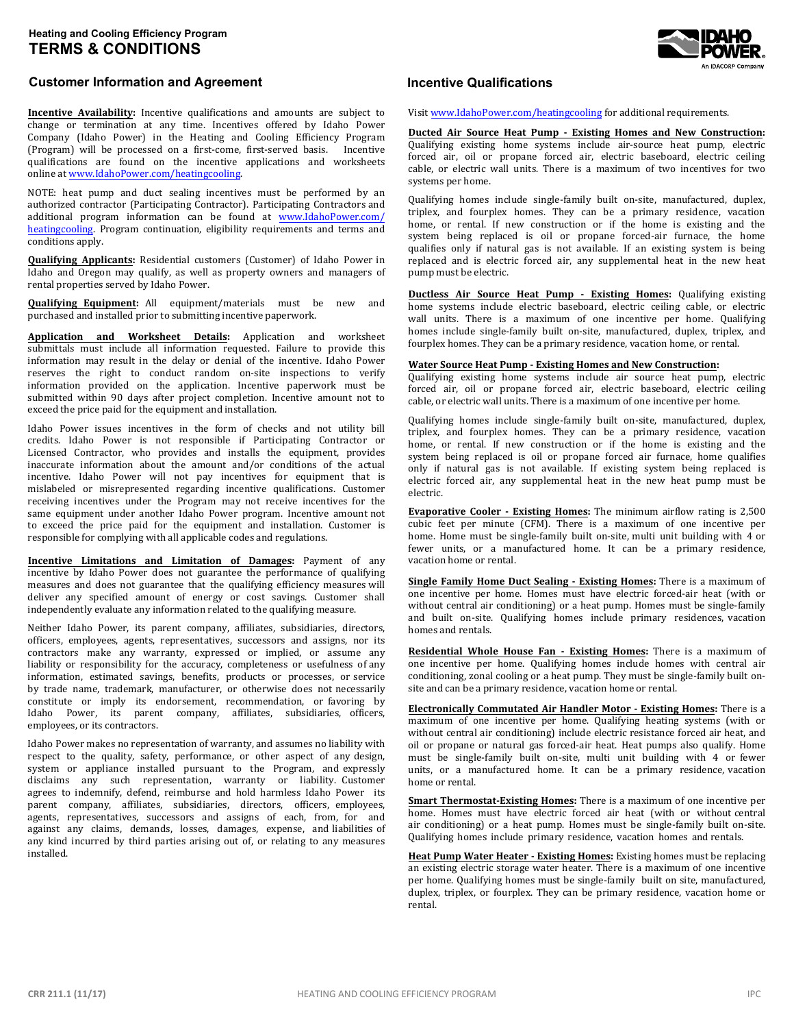Heating and Cooling Efficiency Program

# TERMS & CONDITIONS

## Customer Information and Agreement

**Incentive Availability:** Incentive qualifications and amounts are subject to change or termination at any time. Incentives offered by Idaho Power Company (Idaho Power) in the Heating and Cooling Efficiency Program (Program) will be processed on a first-come, first-served basis. Incentive qualifications are found on the incentive applications and worksheets online at www.IdahoPower.com/heatingcooling.

NOTE: heat pump and duct sealing incentives must be performed by an authorized contractor (Participating Contractor). Participating Contractors and additional program information can be found at www.IdahoPower.com/heatingcooling. Program continuation, eligibility requirements and terms and conditions apply.

**Qualifying Applicants:** Residential customers (Customer) of Idaho Power in Idaho and Oregon may qualify, as well as property owners and managers of rental properties served by Idaho Power.

**Qualifying Equipment:** All equipment/materials must be new and purchased and installed prior to submitting incentive paperwork.

**Application and Worksheet Details:** Application and worksheet submittals must include all information requested. Failure to provide this information may result in the delay or denial of the incentive. Idaho Power reserves the right to conduct random on-site inspections to verify information provided on the application. Incentive paperwork must be submitted within 90 days after project completion. Incentive amount not to exceed the price paid for the equipment and installation.

Idaho Power issues incentives in the form of checks and not utility bill credits. Idaho Power is not responsible if Participating Contractor or Licensed Contractor, who provides and installs the equipment, provides inaccurate information about the amount and/or conditions of the actual incentive. Idaho Power will not pay incentives for equipment that is mislabeled or misrepresented regarding incentive qualifications. Customer receiving incentives under the Program may not receive incentives for the same equipment under another Idaho Power program. Incentive amount not to exceed the price paid for the equipment and installation. Customer is responsible for complying with all applicable codes and regulations.

**Incentive Limitations and Limitation of Damages:** Payment of any incentive by Idaho Power does not guarantee the performance of qualifying measures and does not guarantee that the qualifying efficiency measures will deliver any specified amount of energy or cost savings. Customer shall independently evaluate any information related to the qualifying measure.

Neither Idaho Power, its parent company, affiliates, subsidiaries, directors, officers, employees, agents, representatives, successors and assigns, nor its contractors make any warranty, expressed or implied, or assume any liability or responsibility for the accuracy, completeness or usefulness of any information, estimated savings, benefits, products or processes, or service by trade name, trademark, manufacturer, or otherwise does not necessarily constitute or imply its endorsement, recommendation, or favoring by Idaho Power, its parent company, affiliates, subsidiaries, officers, employees, or its contractors.

Idaho Power makes no representation of warranty, and assumes no liability with respect to the quality, safety, performance, or other aspect of any design, system or appliance installed pursuant to the Program, and expressly disclaims any such representation, warranty or liability. Customer agrees to indemnify, defend, reimburse and hold harmless Idaho Power its parent company, affiliates, subsidiaries, directors, officers, employees, agents, representatives, successors and assigns of each, from, for and against any claims, demands, losses, damages, expense, and liabilities of any kind incurred by third parties arising out of, or relating to any measures installed.

## Incentive Qualifications

Visit www.IdahoPower.com/heatingcooling for additional requirements.

**Ducted Air Source Heat Pump - Existing Homes and New Construction:** Qualifying existing home systems include air-source heat pump, electric forced air, oil or propane forced air, electric baseboard, electric ceiling cable, or electric wall units. There is a maximum of two incentives for two systems per home.

Qualifying homes include single-family built on-site, manufactured, duplex, triplex, and fourplex homes. They can be a primary residence, vacation home, or rental. If new construction or if the home is existing and the system being replaced is oil or propane forced-air furnace, the home qualifies only if natural gas is not available. If an existing system is being replaced and is electric forced air, any supplemental heat in the new heat pump must be electric.

**Ductless Air Source Heat Pump - Existing Homes:** Qualifying existing home systems include electric baseboard, electric ceiling cable, or electric wall units. There is a maximum of one incentive per home. Qualifying homes include single-family built on-site, manufactured, duplex, triplex, and fourplex homes. They can be a primary residence, vacation home, or rental.

**Water Source Heat Pump - Existing Homes and New Construction:**
Qualifying existing home systems include air source heat pump, electric forced air, oil or propane forced air, electric baseboard, electric ceiling cable, or electric wall units. There is a maximum of one incentive per home.

Qualifying homes include single-family built on-site, manufactured, duplex, triplex, and fourplex homes. They can be a primary residence, vacation home, or rental. If new construction or if the home is existing and the system being replaced is oil or propane forced air furnace, home qualifies only if natural gas is not available. If existing system being replaced is electric forced air, any supplemental heat in the new heat pump must be electric.

**Evaporative Cooler - Existing Homes:** The minimum airflow rating is 2,500 cubic feet per minute (CFM). There is a maximum of one incentive per home. Home must be single-family built on-site, multi unit building with 4 or fewer units, or a manufactured home. It can be a primary residence, vacation home or rental.

**Single Family Home Duct Sealing - Existing Homes:** There is a maximum of one incentive per home. Homes must have electric forced-air heat (with or without central air conditioning) or a heat pump. Homes must be single-family and built on-site. Qualifying homes include primary residences, vacation homes and rentals.

**Residential Whole House Fan - Existing Homes:** There is a maximum of one incentive per home. Qualifying homes include homes with central air conditioning, zonal cooling or a heat pump. They must be single-family built on-site and can be a primary residence, vacation home or rental.

**Electronically Commutated Air Handler Motor - Existing Homes:** There is a maximum of one incentive per home. Qualifying heating systems (with or without central air conditioning) include electric resistance forced air heat, and oil or propane or natural gas forced-air heat. Heat pumps also qualify. Home must be single-family built on-site, multi unit building with 4 or fewer units, or a manufactured home. It can be a primary residence, vacation home or rental.

**Smart Thermostat-Existing Homes:** There is a maximum of one incentive per home. Homes must have electric forced air heat (with or without central air conditioning) or a heat pump. Homes must be single-family built on-site. Qualifying homes include primary residence, vacation homes and rentals.

**Heat Pump Water Heater - Existing Homes:** Existing homes must be replacing an existing electric storage water heater. There is a maximum of one incentive per home. Qualifying homes must be single-family built on site, manufactured, duplex, triplex, or fourplex. They can be primary residence, vacation home or rental.